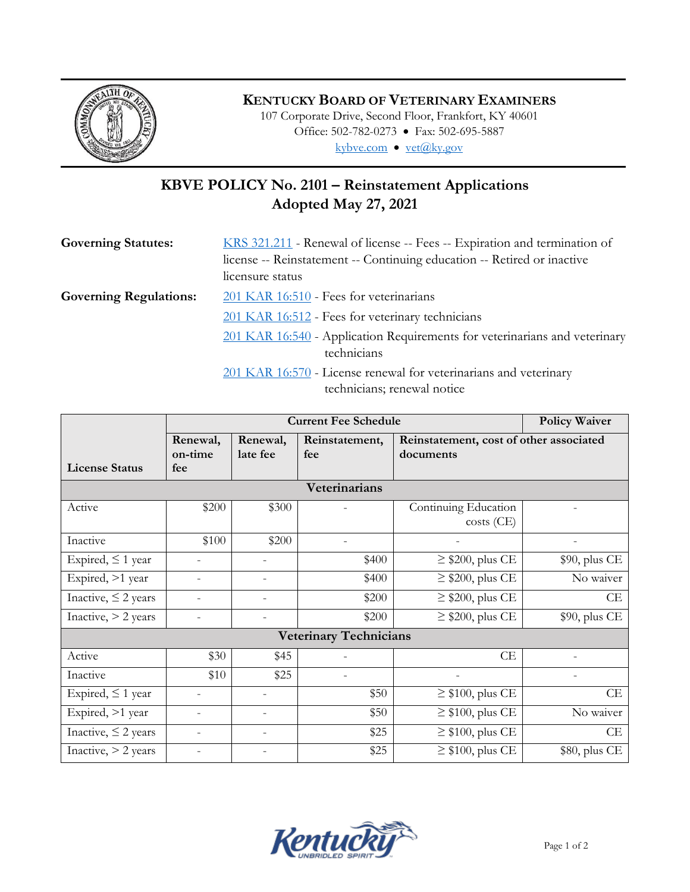**KENTUCKY BOARD OF VETERINARY EXAMINERS**
107 Corporate Drive, Second Floor, Frankfort, KY 40601
Office: 502-782-0273 • Fax: 502-695-5887
kybve.com • vet@ky.gov

# KBVE POLICY No. 2101 – Reinstatement Applications
## Adopted May 27, 2021

**Governing Statutes:** KRS 321.211 - Renewal of license -- Fees -- Expiration and termination of license -- Reinstatement -- Continuing education -- Retired or inactive licensure status

**Governing Regulations:** 201 KAR 16:510 - Fees for veterinarians

201 KAR 16:512 - Fees for veterinary technicians

201 KAR 16:540 - Application Requirements for veterinarians and veterinary technicians

201 KAR 16:570 - License renewal for veterinarians and veterinary technicians; renewal notice

| | Current Fee Schedule | | | | Policy Waiver |
|---|---|---|---|---|---|
| License Status | Renewal, on-time fee | Renewal, late fee | Reinstatement, fee | Reinstatement, cost of other associated documents | |
| **Veterinarians** | | | | | |
| Active | $200 | $300 | - | Continuing Education costs (CE) | - |
| Inactive | $100 | $200 | - | - | - |
| Expired, ≤ 1 year | - | - | $400 | ≥ $200, plus CE | $90, plus CE |
| Expired, >1 year | - | - | $400 | ≥ $200, plus CE | No waiver |
| Inactive, ≤ 2 years | - | - | $200 | ≥ $200, plus CE | CE |
| Inactive, > 2 years | - | - | $200 | ≥ $200, plus CE | $90, plus CE |
| **Veterinary Technicians** | | | | | |
| Active | $30 | $45 | - | CE | - |
| Inactive | $10 | $25 | - | - | - |
| Expired, ≤ 1 year | - | - | $50 | ≥ $100, plus CE | CE |
| Expired, >1 year | - | - | $50 | ≥ $100, plus CE | No waiver |
| Inactive, ≤ 2 years | - | - | $25 | ≥ $100, plus CE | CE |
| Inactive, > 2 years | - | - | $25 | ≥ $100, plus CE | $80, plus CE |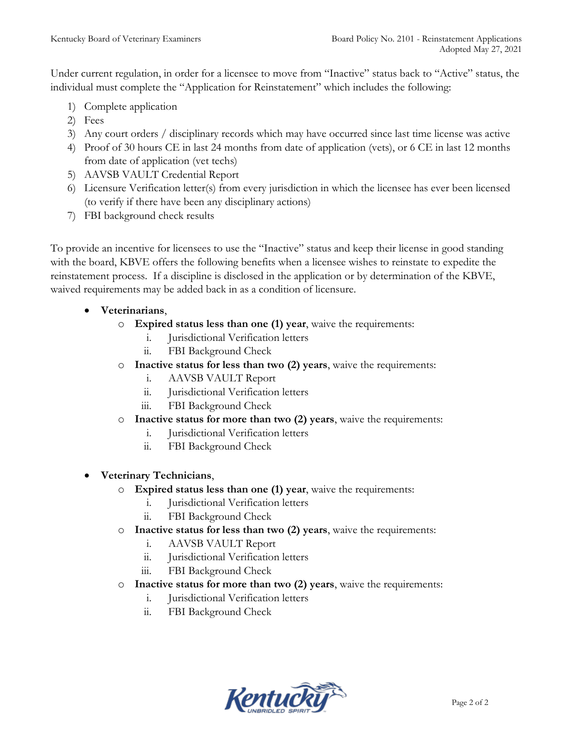Under current regulation, in order for a licensee to move from "Inactive" status back to "Active" status, the individual must complete the "Application for Reinstatement" which includes the following:

1) Complete application
2) Fees
3) Any court orders / disciplinary records which may have occurred since last time license was active
4) Proof of 30 hours CE in last 24 months from date of application (vets), or 6 CE in last 12 months from date of application (vet techs)
5) AAVSB VAULT Credential Report
6) Licensure Verification letter(s) from every jurisdiction in which the licensee has ever been licensed (to verify if there have been any disciplinary actions)
7) FBI background check results

To provide an incentive for licensees to use the "Inactive" status and keep their license in good standing with the board, KBVE offers the following benefits when a licensee wishes to reinstate to expedite the reinstatement process. If a discipline is disclosed in the application or by determination of the KBVE, waived requirements may be added back in as a condition of licensure.

- **Veterinarians**,
    - **Expired status less than one (1) year**, waive the requirements:
        i. Jurisdictional Verification letters
        ii. FBI Background Check
    - **Inactive status for less than two (2) years**, waive the requirements:
        i. AAVSB VAULT Report
        ii. Jurisdictional Verification letters
        iii. FBI Background Check
    - **Inactive status for more than two (2) years**, waive the requirements:
        i. Jurisdictional Verification letters
        ii. FBI Background Check

- **Veterinary Technicians**,
    - **Expired status less than one (1) year**, waive the requirements:
        i. Jurisdictional Verification letters
        ii. FBI Background Check
    - **Inactive status for less than two (2) years**, waive the requirements:
        i. AAVSB VAULT Report
        ii. Jurisdictional Verification letters
        iii. FBI Background Check
    - **Inactive status for more than two (2) years**, waive the requirements:
        i. Jurisdictional Verification letters
        ii. FBI Background Check